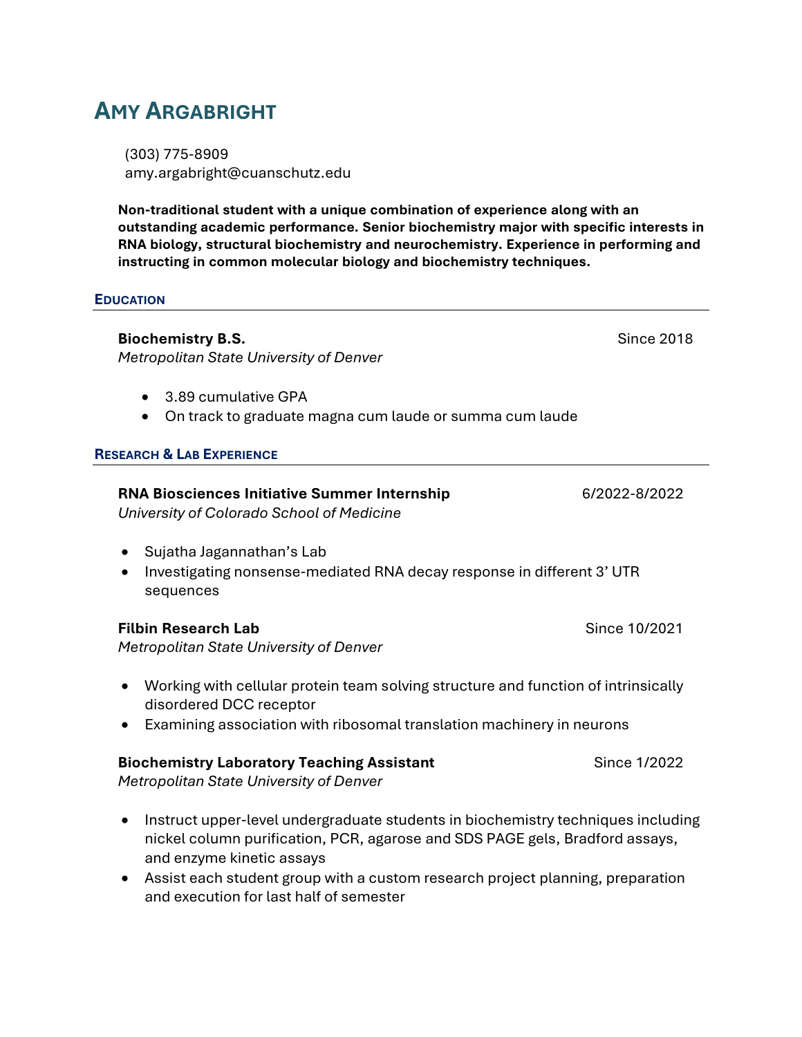# Amy Argabright

(303) 775-8909
amy.argabright@cuanschutz.edu

**Non-traditional student with a unique combination of experience along with an outstanding academic performance. Senior biochemistry major with specific interests in RNA biology, structural biochemistry and neurochemistry. Experience in performing and instructing in common molecular biology and biochemistry techniques.**

## Education

**Biochemistry B.S.** — Since 2018
*Metropolitan State University of Denver*

- 3.89 cumulative GPA
- On track to graduate magna cum laude or summa cum laude

## Research & Lab Experience

**RNA Biosciences Initiative Summer Internship** — 6/2022-8/2022
*University of Colorado School of Medicine*

- Sujatha Jagannathan's Lab
- Investigating nonsense-mediated RNA decay response in different 3' UTR sequences

**Filbin Research Lab** — Since 10/2021
*Metropolitan State University of Denver*

- Working with cellular protein team solving structure and function of intrinsically disordered DCC receptor
- Examining association with ribosomal translation machinery in neurons

**Biochemistry Laboratory Teaching Assistant** — Since 1/2022
*Metropolitan State University of Denver*

- Instruct upper-level undergraduate students in biochemistry techniques including nickel column purification, PCR, agarose and SDS PAGE gels, Bradford assays, and enzyme kinetic assays
- Assist each student group with a custom research project planning, preparation and execution for last half of semester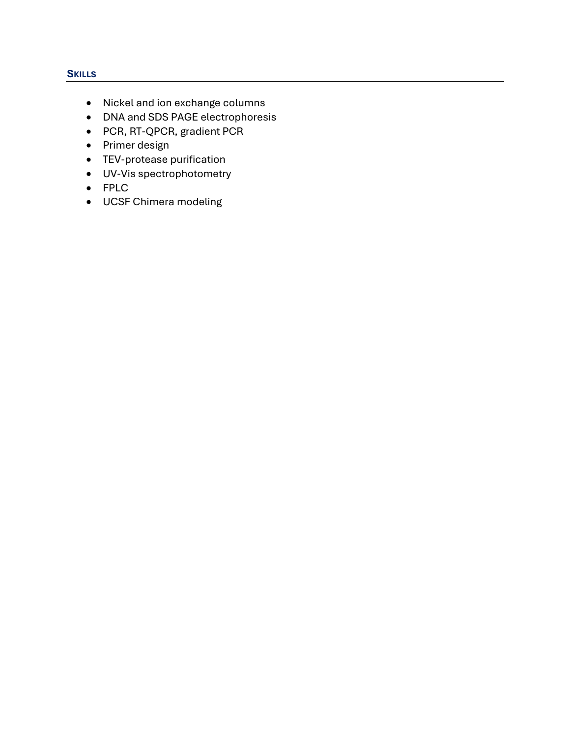## SKILLS

- Nickel and ion exchange columns
- DNA and SDS PAGE electrophoresis
- PCR, RT-QPCR, gradient PCR
- Primer design
- TEV-protease purification
- UV-Vis spectrophotometry
- FPLC
- UCSF Chimera modeling